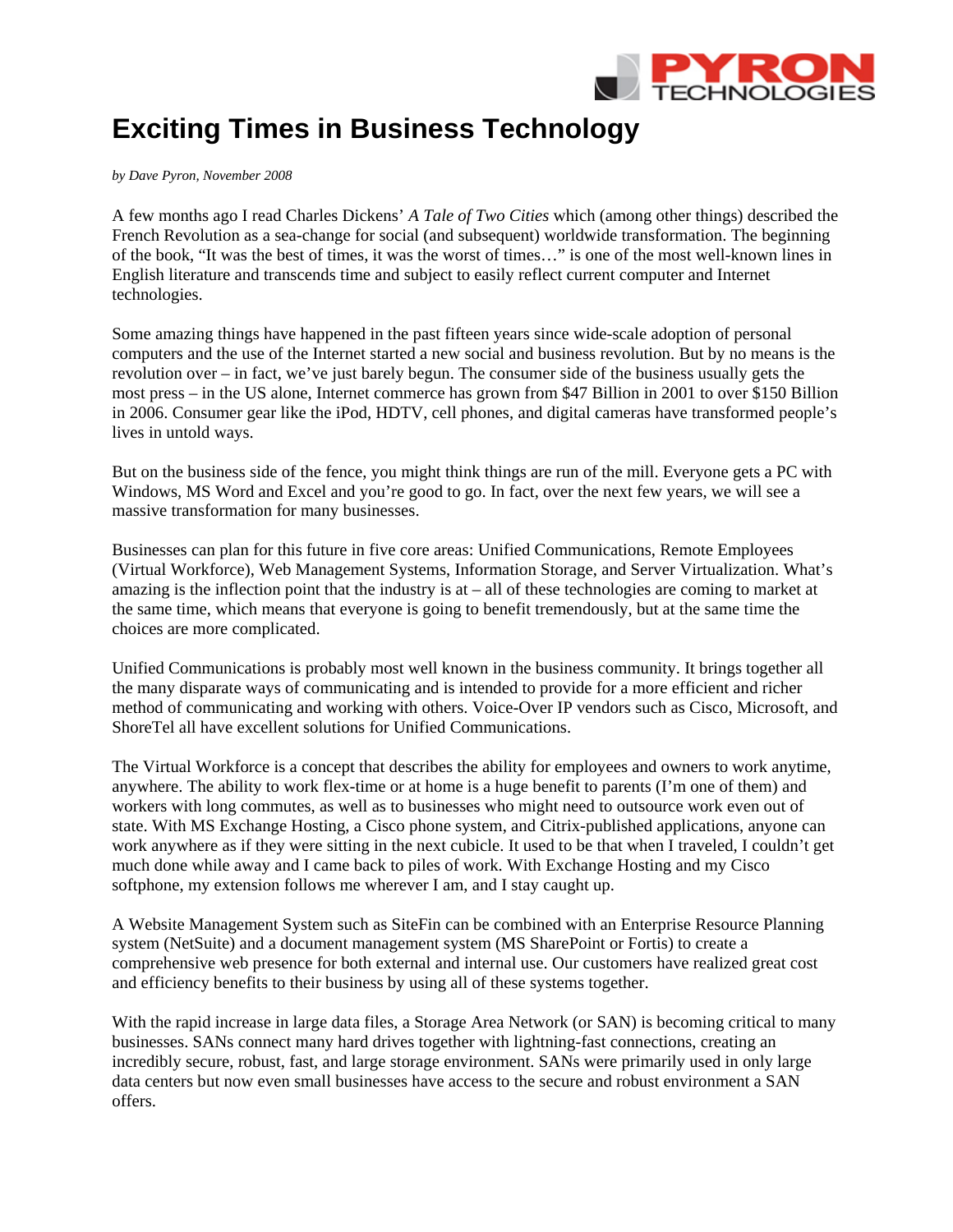# Exciting Times in Business Technology

*by Dave Pyron, November 2008*

A few months ago I read Charles Dickens' *A Tale of Two Cities* which (among other things) described the French Revolution as a sea-change for social (and subsequent) worldwide transformation. The beginning of the book, "It was the best of times, it was the worst of times…" is one of the most well-known lines in English literature and transcends time and subject to easily reflect current computer and Internet technologies.

Some amazing things have happened in the past fifteen years since wide-scale adoption of personal computers and the use of the Internet started a new social and business revolution. But by no means is the revolution over – in fact, we've just barely begun. The consumer side of the business usually gets the most press – in the US alone, Internet commerce has grown from $47 Billion in 2001 to over $150 Billion in 2006. Consumer gear like the iPod, HDTV, cell phones, and digital cameras have transformed people's lives in untold ways.

But on the business side of the fence, you might think things are run of the mill. Everyone gets a PC with Windows, MS Word and Excel and you're good to go. In fact, over the next few years, we will see a massive transformation for many businesses.

Businesses can plan for this future in five core areas: Unified Communications, Remote Employees (Virtual Workforce), Web Management Systems, Information Storage, and Server Virtualization. What's amazing is the inflection point that the industry is at – all of these technologies are coming to market at the same time, which means that everyone is going to benefit tremendously, but at the same time the choices are more complicated.

Unified Communications is probably most well known in the business community. It brings together all the many disparate ways of communicating and is intended to provide for a more efficient and richer method of communicating and working with others. Voice-Over IP vendors such as Cisco, Microsoft, and ShoreTel all have excellent solutions for Unified Communications.

The Virtual Workforce is a concept that describes the ability for employees and owners to work anytime, anywhere. The ability to work flex-time or at home is a huge benefit to parents (I'm one of them) and workers with long commutes, as well as to businesses who might need to outsource work even out of state. With MS Exchange Hosting, a Cisco phone system, and Citrix-published applications, anyone can work anywhere as if they were sitting in the next cubicle. It used to be that when I traveled, I couldn't get much done while away and I came back to piles of work. With Exchange Hosting and my Cisco softphone, my extension follows me wherever I am, and I stay caught up.

A Website Management System such as SiteFin can be combined with an Enterprise Resource Planning system (NetSuite) and a document management system (MS SharePoint or Fortis) to create a comprehensive web presence for both external and internal use. Our customers have realized great cost and efficiency benefits to their business by using all of these systems together.

With the rapid increase in large data files, a Storage Area Network (or SAN) is becoming critical to many businesses. SANs connect many hard drives together with lightning-fast connections, creating an incredibly secure, robust, fast, and large storage environment. SANs were primarily used in only large data centers but now even small businesses have access to the secure and robust environment a SAN offers.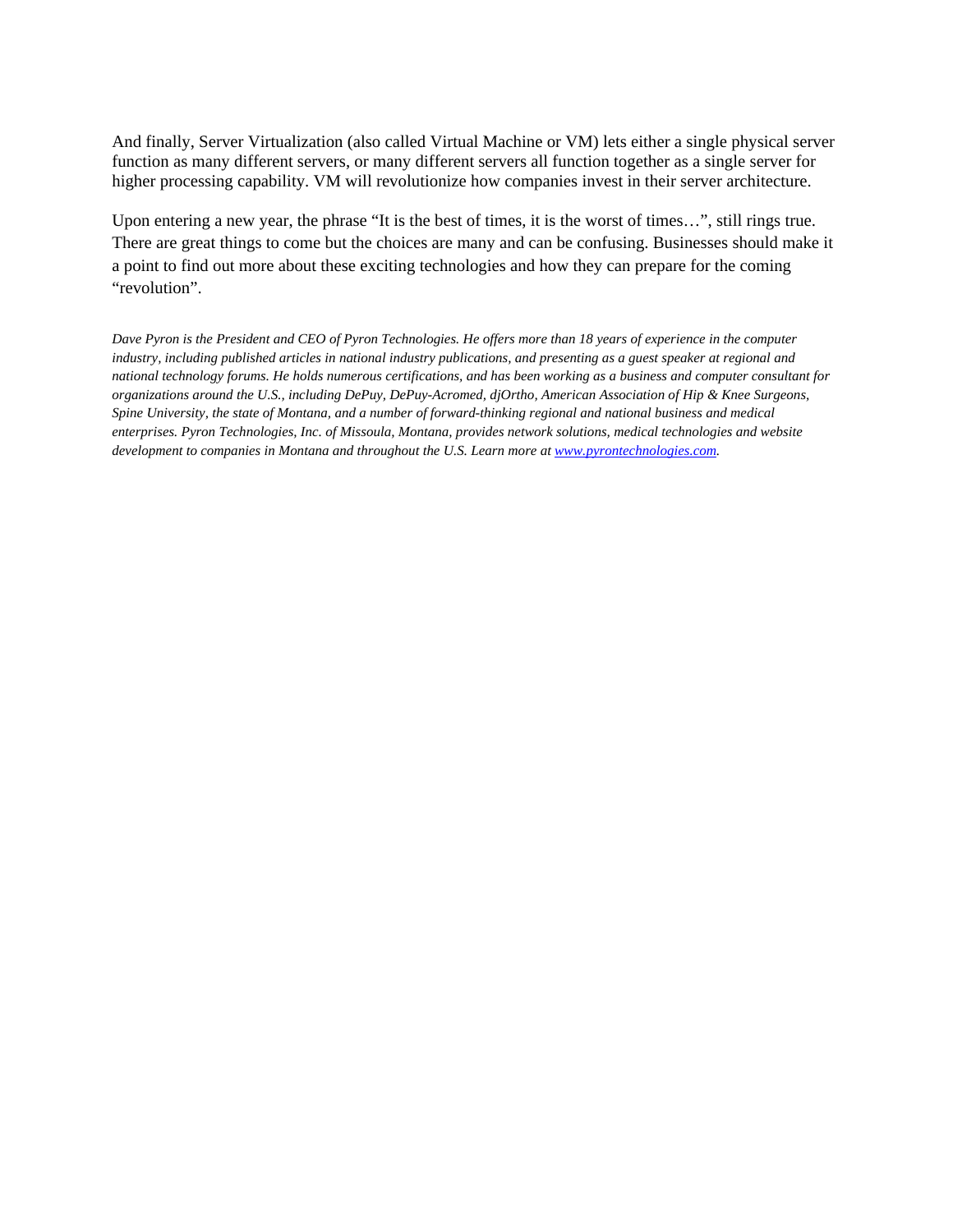And finally, Server Virtualization (also called Virtual Machine or VM) lets either a single physical server function as many different servers, or many different servers all function together as a single server for higher processing capability. VM will revolutionize how companies invest in their server architecture.

Upon entering a new year, the phrase "It is the best of times, it is the worst of times…", still rings true. There are great things to come but the choices are many and can be confusing. Businesses should make it a point to find out more about these exciting technologies and how they can prepare for the coming "revolution".

*Dave Pyron is the President and CEO of Pyron Technologies. He offers more than 18 years of experience in the computer industry, including published articles in national industry publications, and presenting as a guest speaker at regional and national technology forums. He holds numerous certifications, and has been working as a business and computer consultant for organizations around the U.S., including DePuy, DePuy-Acromed, djOrtho, American Association of Hip & Knee Surgeons, Spine University, the state of Montana, and a number of forward-thinking regional and national business and medical enterprises. Pyron Technologies, Inc. of Missoula, Montana, provides network solutions, medical technologies and website development to companies in Montana and throughout the U.S. Learn more at [www.pyrontechnologies.com](http://www.pyrontechnologies.com).*